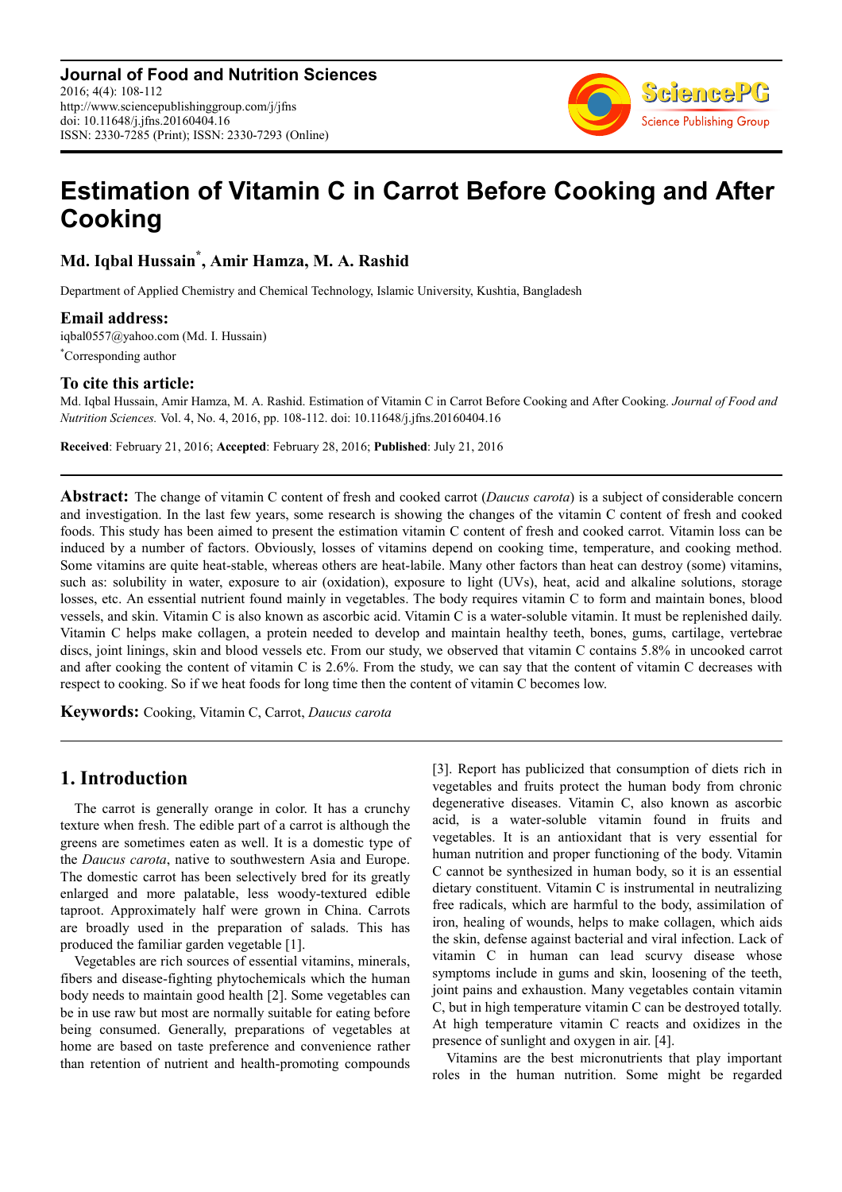# Estimation of Vitamin C in Carrot Before Cooking and After Cooking

**Md. Iqbal Hussain[*], Amir Hamza, M. A. Rashid**

Department of Applied Chemistry and Chemical Technology, Islamic University, Kushtia, Bangladesh

### Email address:

iqbal0557@yahoo.com (Md. I. Hussain)

[*]Corresponding author

### To cite this article:

Md. Iqbal Hussain, Amir Hamza, M. A. Rashid. Estimation of Vitamin C in Carrot Before Cooking and After Cooking. *Journal of Food and Nutrition Sciences.* Vol. 4, No. 4, 2016, pp. 108-112. doi: 10.11648/j.jfns.20160404.16

**Received**: February 21, 2016; **Accepted**: February 28, 2016; **Published**: July 21, 2016

---

**Abstract:** The change of vitamin C content of fresh and cooked carrot (*Daucus carota*) is a subject of considerable concern and investigation. In the last few years, some research is showing the changes of the vitamin C content of fresh and cooked foods. This study has been aimed to present the estimation vitamin C content of fresh and cooked carrot. Vitamin loss can be induced by a number of factors. Obviously, losses of vitamins depend on cooking time, temperature, and cooking method. Some vitamins are quite heat-stable, whereas others are heat-labile. Many other factors than heat can destroy (some) vitamins, such as: solubility in water, exposure to air (oxidation), exposure to light (UVs), heat, acid and alkaline solutions, storage losses, etc. An essential nutrient found mainly in vegetables. The body requires vitamin C to form and maintain bones, blood vessels, and skin. Vitamin C is also known as ascorbic acid. Vitamin C is a water-soluble vitamin. It must be replenished daily. Vitamin C helps make collagen, a protein needed to develop and maintain healthy teeth, bones, gums, cartilage, vertebrae discs, joint linings, skin and blood vessels etc. From our study, we observed that vitamin C contains 5.8% in uncooked carrot and after cooking the content of vitamin C is 2.6%. From the study, we can say that the content of vitamin C decreases with respect to cooking. So if we heat foods for long time then the content of vitamin C becomes low.

**Keywords:** Cooking, Vitamin C, Carrot, *Daucus carota*

---

## 1. Introduction

The carrot is generally orange in color. It has a crunchy texture when fresh. The edible part of a carrot is although the greens are sometimes eaten as well. It is a domestic type of the *Daucus carota*, native to southwestern Asia and Europe. The domestic carrot has been selectively bred for its greatly enlarged and more palatable, less woody-textured edible taproot. Approximately half were grown in China. Carrots are broadly used in the preparation of salads. This has produced the familiar garden vegetable [1].

Vegetables are rich sources of essential vitamins, minerals, fibers and disease-fighting phytochemicals which the human body needs to maintain good health [2]. Some vegetables can be in use raw but most are normally suitable for eating before being consumed. Generally, preparations of vegetables at home are based on taste preference and convenience rather than retention of nutrient and health-promoting compounds [3]. Report has publicized that consumption of diets rich in vegetables and fruits protect the human body from chronic degenerative diseases. Vitamin C, also known as ascorbic acid, is a water-soluble vitamin found in fruits and vegetables. It is an antioxidant that is very essential for human nutrition and proper functioning of the body. Vitamin C cannot be synthesized in human body, so it is an essential dietary constituent. Vitamin C is instrumental in neutralizing free radicals, which are harmful to the body, assimilation of iron, healing of wounds, helps to make collagen, which aids the skin, defense against bacterial and viral infection. Lack of vitamin C in human can lead scurvy disease whose symptoms include in gums and skin, loosening of the teeth, joint pains and exhaustion. Many vegetables contain vitamin C, but in high temperature vitamin C can be destroyed totally. At high temperature vitamin C reacts and oxidizes in the presence of sunlight and oxygen in air. [4].

Vitamins are the best micronutrients that play important roles in the human nutrition. Some might be regarded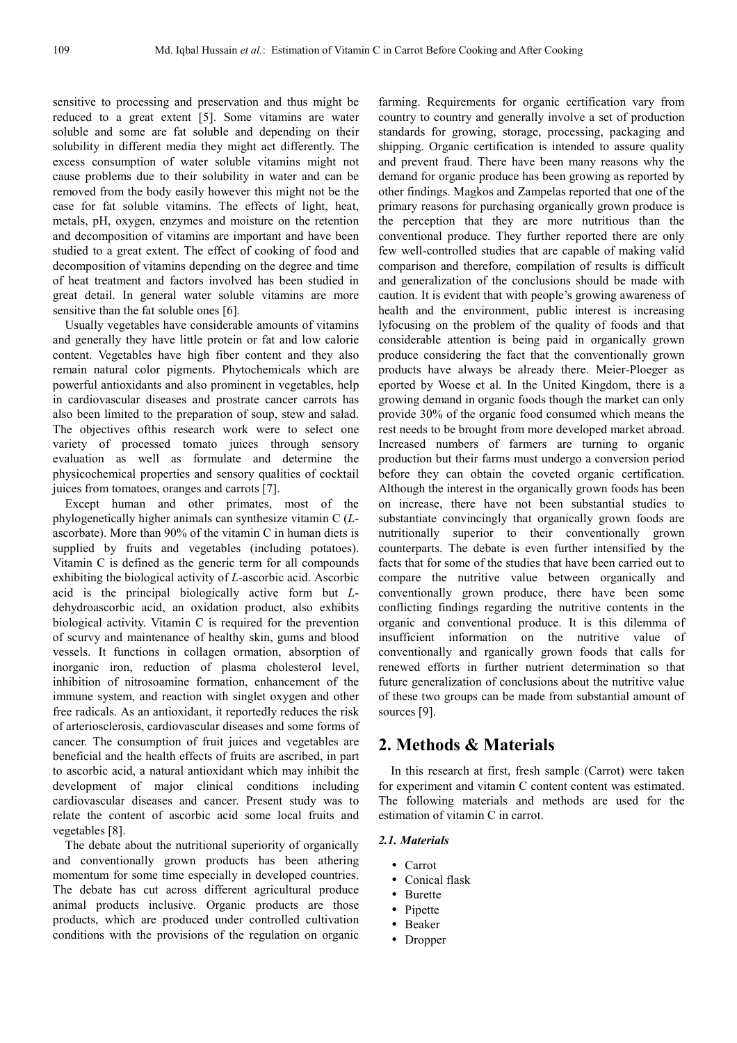sensitive to processing and preservation and thus might be reduced to a great extent [5]. Some vitamins are water soluble and some are fat soluble and depending on their solubility in different media they might act differently. The excess consumption of water soluble vitamins might not cause problems due to their solubility in water and can be removed from the body easily however this might not be the case for fat soluble vitamins. The effects of light, heat, metals, pH, oxygen, enzymes and moisture on the retention and decomposition of vitamins are important and have been studied to a great extent. The effect of cooking of food and decomposition of vitamins depending on the degree and time of heat treatment and factors involved has been studied in great detail. In general water soluble vitamins are more sensitive than the fat soluble ones [6].

Usually vegetables have considerable amounts of vitamins and generally they have little protein or fat and low calorie content. Vegetables have high fiber content and they also remain natural color pigments. Phytochemicals which are powerful antioxidants and also prominent in vegetables, help in cardiovascular diseases and prostrate cancer carrots has also been limited to the preparation of soup, stew and salad. The objectives ofthis research work were to select one variety of processed tomato juices through sensory evaluation as well as formulate and determine the physicochemical properties and sensory qualities of cocktail juices from tomatoes, oranges and carrots [7].

Except human and other primates, most of the phylogenetically higher animals can synthesize vitamin C (*L*-ascorbate). More than 90% of the vitamin C in human diets is supplied by fruits and vegetables (including potatoes). Vitamin C is defined as the generic term for all compounds exhibiting the biological activity of *L*-ascorbic acid. Ascorbic acid is the principal biologically active form but *L*-dehydroascorbic acid, an oxidation product, also exhibits biological activity. Vitamin C is required for the prevention of scurvy and maintenance of healthy skin, gums and blood vessels. It functions in collagen ormation, absorption of inorganic iron, reduction of plasma cholesterol level, inhibition of nitrosoamine formation, enhancement of the immune system, and reaction with singlet oxygen and other free radicals. As an antioxidant, it reportedly reduces the risk of arteriosclerosis, cardiovascular diseases and some forms of cancer. The consumption of fruit juices and vegetables are beneficial and the health effects of fruits are ascribed, in part to ascorbic acid, a natural antioxidant which may inhibit the development of major clinical conditions including cardiovascular diseases and cancer. Present study was to relate the content of ascorbic acid some local fruits and vegetables [8].

The debate about the nutritional superiority of organically and conventionally grown products has been athering momentum for some time especially in developed countries. The debate has cut across different agricultural produce animal products inclusive. Organic products are those products, which are produced under controlled cultivation conditions with the provisions of the regulation on organic farming. Requirements for organic certification vary from country to country and generally involve a set of production standards for growing, storage, processing, packaging and shipping. Organic certification is intended to assure quality and prevent fraud. There have been many reasons why the demand for organic produce has been growing as reported by other findings. Magkos and Zampelas reported that one of the primary reasons for purchasing organically grown produce is the perception that they are more nutritious than the conventional produce. They further reported there are only few well-controlled studies that are capable of making valid comparison and therefore, compilation of results is difficult and generalization of the conclusions should be made with caution. It is evident that with people's growing awareness of health and the environment, public interest is increasing lyfocusing on the problem of the quality of foods and that considerable attention is being paid in organically grown produce considering the fact that the conventionally grown products have always be already there. Meier-Ploeger as eported by Woese et al. In the United Kingdom, there is a growing demand in organic foods though the market can only provide 30% of the organic food consumed which means the rest needs to be brought from more developed market abroad. Increased numbers of farmers are turning to organic production but their farms must undergo a conversion period before they can obtain the coveted organic certification. Although the interest in the organically grown foods has been on increase, there have not been substantial studies to substantiate convincingly that organically grown foods are nutritionally superior to their conventionally grown counterparts. The debate is even further intensified by the facts that for some of the studies that have been carried out to compare the nutritive value between organically and conventionally grown produce, there have been some conflicting findings regarding the nutritive contents in the organic and conventional produce. It is this dilemma of insufficient information on the nutritive value of conventionally and rganically grown foods that calls for renewed efforts in further nutrient determination so that future generalization of conclusions about the nutritive value of these two groups can be made from substantial amount of sources [9].

## 2. Methods & Materials

In this research at first, fresh sample (Carrot) were taken for experiment and vitamin C content content was estimated. The following materials and methods are used for the estimation of vitamin C in carrot.

### 2.1. Materials

- Carrot
- Conical flask
- Burette
- Pipette
- Beaker
- Dropper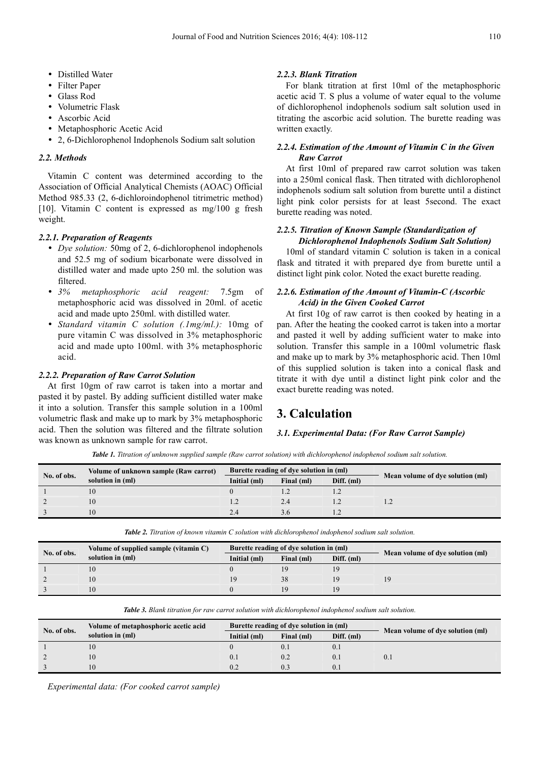- Distilled Water
- Filter Paper
- Glass Rod
- Volumetric Flask
- Ascorbic Acid
- Metaphosphoric Acetic Acid
- 2, 6-Dichlorophenol Indophenols Sodium salt solution

### 2.2. Methods

Vitamin C content was determined according to the Association of Official Analytical Chemists (AOAC) Official Method 985.33 (2, 6-dichloroindophenol titrimetric method) [10]. Vitamin C content is expressed as mg/100 g fresh weight.

#### 2.2.1. Preparation of Reagents

- *Dye solution:* 50mg of 2, 6-dichlorophenol indophenols and 52.5 mg of sodium bicarbonate were dissolved in distilled water and made upto 250 ml. the solution was filtered.
- *3% metaphosphoric acid reagent:* 7.5gm of metaphosphoric acid was dissolved in 20ml. of acetic acid and made upto 250ml. with distilled water.
- *Standard vitamin C solution (.1mg/ml.):* 10mg of pure vitamin C was dissolved in 3% metaphosphoric acid and made upto 100ml. with 3% metaphosphoric acid.

#### 2.2.2. Preparation of Raw Carrot Solution

At first 10gm of raw carrot is taken into a mortar and pasted it by pastel. By adding sufficient distilled water make it into a solution. Transfer this sample solution in a 100ml volumetric flask and make up to mark by 3% metaphosphoric acid. Then the solution was filtered and the filtrate solution was known as unknown sample for raw carrot.

#### 2.2.3. Blank Titration

For blank titration at first 10ml of the metaphosphoric acetic acid T. S plus a volume of water equal to the volume of dichlorophenol indophenols sodium salt solution used in titrating the ascorbic acid solution. The burette reading was written exactly.

#### 2.2.4. Estimation of the Amount of Vitamin C in the Given Raw Carrot

At first 10ml of prepared raw carrot solution was taken into a 250ml conical flask. Then titrated with dichlorophenol indophenols sodium salt solution from burette until a distinct light pink color persists for at least 5second. The exact burette reading was noted.

#### 2.2.5. Titration of Known Sample (Standardization of Dichlorophenol Indophenols Sodium Salt Solution)

10ml of standard vitamin C solution is taken in a conical flask and titrated it with prepared dye from burette until a distinct light pink color. Noted the exact burette reading.

#### 2.2.6. Estimation of the Amount of Vitamin-C (Ascorbic Acid) in the Given Cooked Carrot

At first 10g of raw carrot is then cooked by heating in a pan. After the heating the cooked carrot is taken into a mortar and pasted it well by adding sufficient water to make into solution. Transfer this sample in a 100ml volumetric flask and make up to mark by 3% metaphosphoric acid. Then 10ml of this supplied solution is taken into a conical flask and titrate it with dye until a distinct light pink color and the exact burette reading was noted.

## 3. Calculation

### 3.1. Experimental Data: (For Raw Carrot Sample)

***Table 1.*** *Titration of unknown supplied sample (Raw carrot solution) with dichlorophenol indophenol sodium salt solution.*

| No. of obs. | Volume of unknown sample (Raw carrot) solution in (ml) | Burette reading of dye solution in (ml) | | | Mean volume of dye solution (ml) |
|---|---|---|---|---|---|
| | | Initial (ml) | Final (ml) | Diff. (ml) | |
| 1 | 10 | 0 | 1.2 | 1.2 | |
| 2 | 10 | 1.2 | 2.4 | 1.2 | 1.2 |
| 3 | 10 | 2.4 | 3.6 | 1.2 | |

***Table 2.*** *Titration of known vitamin C solution with dichlorophenol indophenol sodium salt solution.*

| No. of obs. | Volume of supplied sample (vitamin C) solution in (ml) | Burette reading of dye solution in (ml) | | | Mean volume of dye solution (ml) |
|---|---|---|---|---|---|
| | | Initial (ml) | Final (ml) | Diff. (ml) | |
| 1 | 10 | 0 | 19 | 19 | |
| 2 | 10 | 19 | 38 | 19 | 19 |
| 3 | 10 | 0 | 19 | 19 | |

***Table 3.*** *Blank titration for raw carrot solution with dichlorophenol indophenol sodium salt solution.*

| No. of obs. | Volume of metaphosphoric acetic acid solution in (ml) | Burette reading of dye solution in (ml) | | | Mean volume of dye solution (ml) |
|---|---|---|---|---|---|
| | | Initial (ml) | Final (ml) | Diff. (ml) | |
| 1 | 10 | 0 | 0.1 | 0.1 | |
| 2 | 10 | 0.1 | 0.2 | 0.1 | 0.1 |
| 3 | 10 | 0.2 | 0.3 | 0.1 | |

*Experimental data: (For cooked carrot sample)*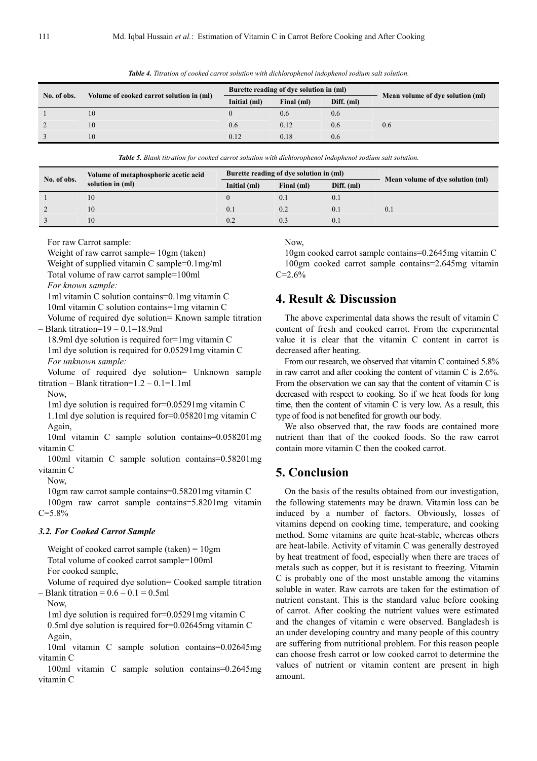*Table 4. Titration of cooked carrot solution with dichlorophenol indophenol sodium salt solution.*

| No. of obs. | Volume of cooked carrot solution in (ml) | Burette reading of dye solution in (ml) | | | Mean volume of dye solution (ml) |
|---|---|---|---|---|---|
| | | Initial (ml) | Final (ml) | Diff. (ml) | |
| 1 | 10 | 0 | 0.6 | 0.6 | |
| 2 | 10 | 0.6 | 0.12 | 0.6 | 0.6 |
| 3 | 10 | 0.12 | 0.18 | 0.6 | |

*Table 5. Blank titration for cooked carrot solution with dichlorophenol indophenol sodium salt solution.*

| No. of obs. | Volume of metaphosphoric acetic acid solution in (ml) | Burette reading of dye solution in (ml) | | | Mean volume of dye solution (ml) |
|---|---|---|---|---|---|
| | | Initial (ml) | Final (ml) | Diff. (ml) | |
| 1 | 10 | 0 | 0.1 | 0.1 | |
| 2 | 10 | 0.1 | 0.2 | 0.1 | 0.1 |
| 3 | 10 | 0.2 | 0.3 | 0.1 | |

For raw Carrot sample:

Weight of raw carrot sample= 10gm (taken)

Weight of supplied vitamin C sample=0.1mg/ml

Total volume of raw carrot sample=100ml

*For known sample:*

1ml vitamin C solution contains=0.1mg vitamin C

10ml vitamin C solution contains=1mg vitamin C

Volume of required dye solution= Known sample titration – Blank titration=19 – 0.1=18.9ml

18.9ml dye solution is required for=1mg vitamin C

1ml dye solution is required for 0.05291mg vitamin C

*For unknown sample:*

Volume of required dye solution= Unknown sample titration – Blank titration=1.2 – 0.1=1.1ml

Now,

1ml dye solution is required for=0.05291mg vitamin C

1.1ml dye solution is required for=0.058201mg vitamin C

Again,

10ml vitamin C sample solution contains=0.058201mg vitamin C

100ml vitamin C sample solution contains=0.58201mg vitamin C

Now,

10gm raw carrot sample contains=0.58201mg vitamin C

100gm raw carrot sample contains=5.8201mg vitamin C=5.8%

### 3.2. For Cooked Carrot Sample

Weight of cooked carrot sample (taken) = 10gm

Total volume of cooked carrot sample=100ml

For cooked sample,

Volume of required dye solution= Cooked sample titration – Blank titration = 0.6 – 0.1 = 0.5ml

Now,

1ml dye solution is required for=0.05291mg vitamin C

0.5ml dye solution is required for=0.02645mg vitamin C

Again,

10ml vitamin C sample solution contains=0.02645mg vitamin C

100ml vitamin C sample solution contains=0.2645mg vitamin C

Now,

10gm cooked carrot sample contains=0.2645mg vitamin C

100gm cooked carrot sample contains=2.645mg vitamin C=2.6%

## 4. Result & Discussion

The above experimental data shows the result of vitamin C content of fresh and cooked carrot. From the experimental value it is clear that the vitamin C content in carrot is decreased after heating.

From our research, we observed that vitamin C contained 5.8% in raw carrot and after cooking the content of vitamin C is 2.6%. From the observation we can say that the content of vitamin C is decreased with respect to cooking. So if we heat foods for long time, then the content of vitamin C is very low. As a result, this type of food is not benefited for growth our body.

We also observed that, the raw foods are contained more nutrient than that of the cooked foods. So the raw carrot contain more vitamin C then the cooked carrot.

## 5. Conclusion

On the basis of the results obtained from our investigation, the following statements may be drawn. Vitamin loss can be induced by a number of factors. Obviously, losses of vitamins depend on cooking time, temperature, and cooking method. Some vitamins are quite heat-stable, whereas others are heat-labile. Activity of vitamin C was generally destroyed by heat treatment of food, especially when there are traces of metals such as copper, but it is resistant to freezing. Vitamin C is probably one of the most unstable among the vitamins soluble in water. Raw carrots are taken for the estimation of nutrient constant. This is the standard value before cooking of carrot. After cooking the nutrient values were estimated and the changes of vitamin c were observed. Bangladesh is an under developing country and many people of this country are suffering from nutritional problem. For this reason people can choose fresh carrot or low cooked carrot to determine the values of nutrient or vitamin content are present in high amount.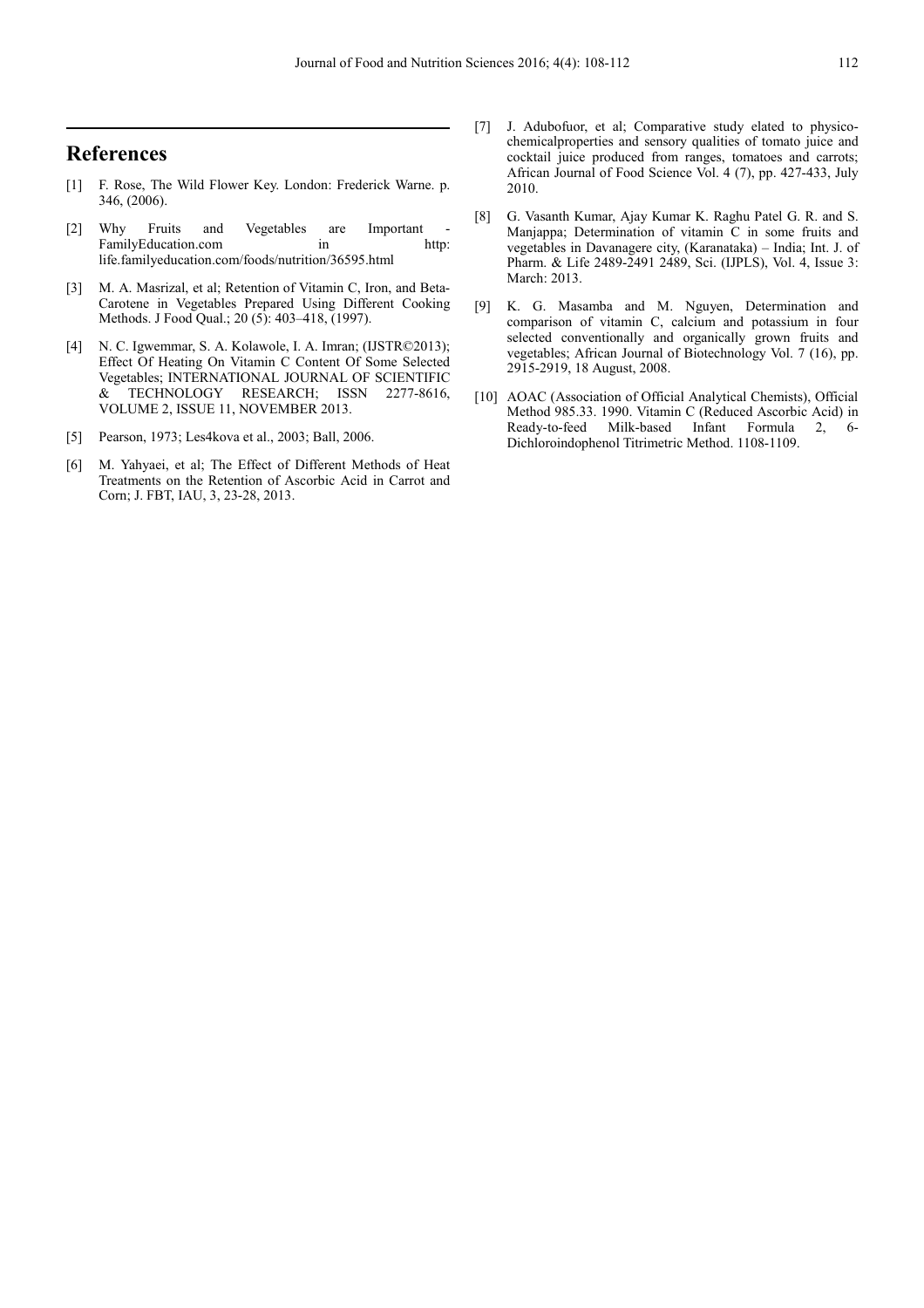## References

[1] F. Rose, The Wild Flower Key. London: Frederick Warne. p. 346, (2006).

[2] Why Fruits and Vegetables are Important - FamilyEducation.com in http: life.familyeducation.com/foods/nutrition/36595.html

[3] M. A. Masrizal, et al; Retention of Vitamin C, Iron, and Beta-Carotene in Vegetables Prepared Using Different Cooking Methods. J Food Qual.; 20 (5): 403–418, (1997).

[4] N. C. Igwemmar, S. A. Kolawole, I. A. Imran; (IJSTR©2013); Effect Of Heating On Vitamin C Content Of Some Selected Vegetables; INTERNATIONAL JOURNAL OF SCIENTIFIC & TECHNOLOGY RESEARCH; ISSN 2277-8616, VOLUME 2, ISSUE 11, NOVEMBER 2013.

[5] Pearson, 1973; Les4kova et al., 2003; Ball, 2006.

[6] M. Yahyaei, et al; The Effect of Different Methods of Heat Treatments on the Retention of Ascorbic Acid in Carrot and Corn; J. FBT, IAU, 3, 23-28, 2013.

[7] J. Adubofuor, et al; Comparative study elated to physico-chemicalproperties and sensory qualities of tomato juice and cocktail juice produced from ranges, tomatoes and carrots; African Journal of Food Science Vol. 4 (7), pp. 427-433, July 2010.

[8] G. Vasanth Kumar, Ajay Kumar K. Raghu Patel G. R. and S. Manjappa; Determination of vitamin C in some fruits and vegetables in Davanagere city, (Karanataka) – India; Int. J. of Pharm. & Life 2489-2491 2489, Sci. (IJPLS), Vol. 4, Issue 3: March: 2013.

[9] K. G. Masamba and M. Nguyen, Determination and comparison of vitamin C, calcium and potassium in four selected conventionally and organically grown fruits and vegetables; African Journal of Biotechnology Vol. 7 (16), pp. 2915-2919, 18 August, 2008.

[10] AOAC (Association of Official Analytical Chemists), Official Method 985.33. 1990. Vitamin C (Reduced Ascorbic Acid) in Ready-to-feed Milk-based Infant Formula 2, 6-Dichloroindophenol Titrimetric Method. 1108-1109.